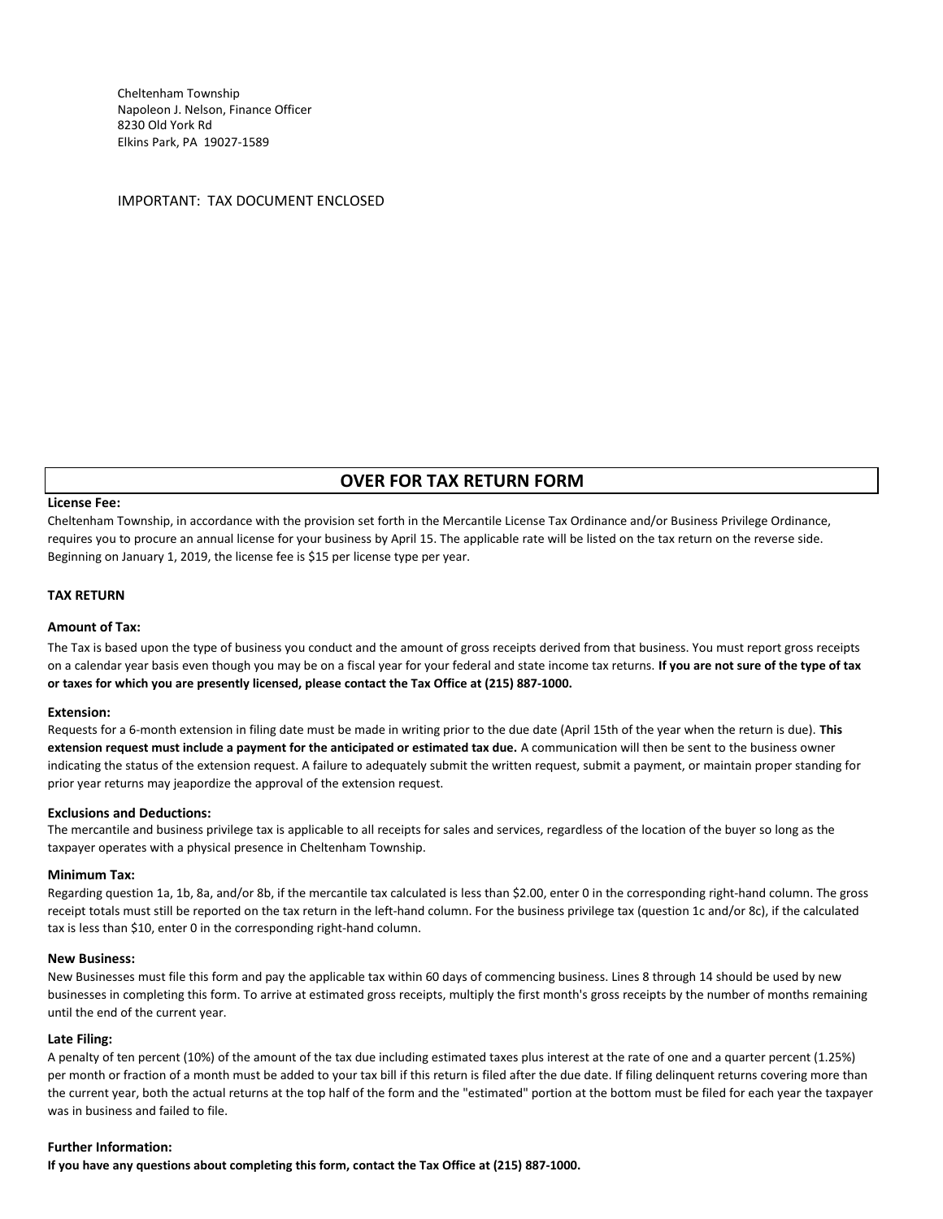Cheltenham Township
Napoleon J. Nelson, Finance Officer
8230 Old York Rd
Elkins Park, PA 19027-1589

IMPORTANT: TAX DOCUMENT ENCLOSED

## OVER FOR TAX RETURN FORM

**License Fee:**

Cheltenham Township, in accordance with the provision set forth in the Mercantile License Tax Ordinance and/or Business Privilege Ordinance, requires you to procure an annual license for your business by April 15. The applicable rate will be listed on the tax return on the reverse side. Beginning on January 1, 2019, the license fee is $15 per license type per year.

**TAX RETURN**

**Amount of Tax:**

The Tax is based upon the type of business you conduct and the amount of gross receipts derived from that business. You must report gross receipts on a calendar year basis even though you may be on a fiscal year for your federal and state income tax returns. **If you are not sure of the type of tax or taxes for which you are presently licensed, please contact the Tax Office at (215) 887-1000.**

**Extension:**

Requests for a 6-month extension in filing date must be made in writing prior to the due date (April 15th of the year when the return is due). **This extension request must include a payment for the anticipated or estimated tax due.** A communication will then be sent to the business owner indicating the status of the extension request. A failure to adequately submit the written request, submit a payment, or maintain proper standing for prior year returns may jeapordize the approval of the extension request.

**Exclusions and Deductions:**

The mercantile and business privilege tax is applicable to all receipts for sales and services, regardless of the location of the buyer so long as the taxpayer operates with a physical presence in Cheltenham Township.

**Minimum Tax:**

Regarding question 1a, 1b, 8a, and/or 8b, if the mercantile tax calculated is less than $2.00, enter 0 in the corresponding right-hand column. The gross receipt totals must still be reported on the tax return in the left-hand column. For the business privilege tax (question 1c and/or 8c), if the calculated tax is less than $10, enter 0 in the corresponding right-hand column.

**New Business:**

New Businesses must file this form and pay the applicable tax within 60 days of commencing business. Lines 8 through 14 should be used by new businesses in completing this form. To arrive at estimated gross receipts, multiply the first month's gross receipts by the number of months remaining until the end of the current year.

**Late Filing:**

A penalty of ten percent (10%) of the amount of the tax due including estimated taxes plus interest at the rate of one and a quarter percent (1.25%) per month or fraction of a month must be added to your tax bill if this return is filed after the due date. If filing delinquent returns covering more than the current year, both the actual returns at the top half of the form and the "estimated" portion at the bottom must be filed for each year the taxpayer was in business and failed to file.

**Further Information:**

**If you have any questions about completing this form, contact the Tax Office at (215) 887-1000.**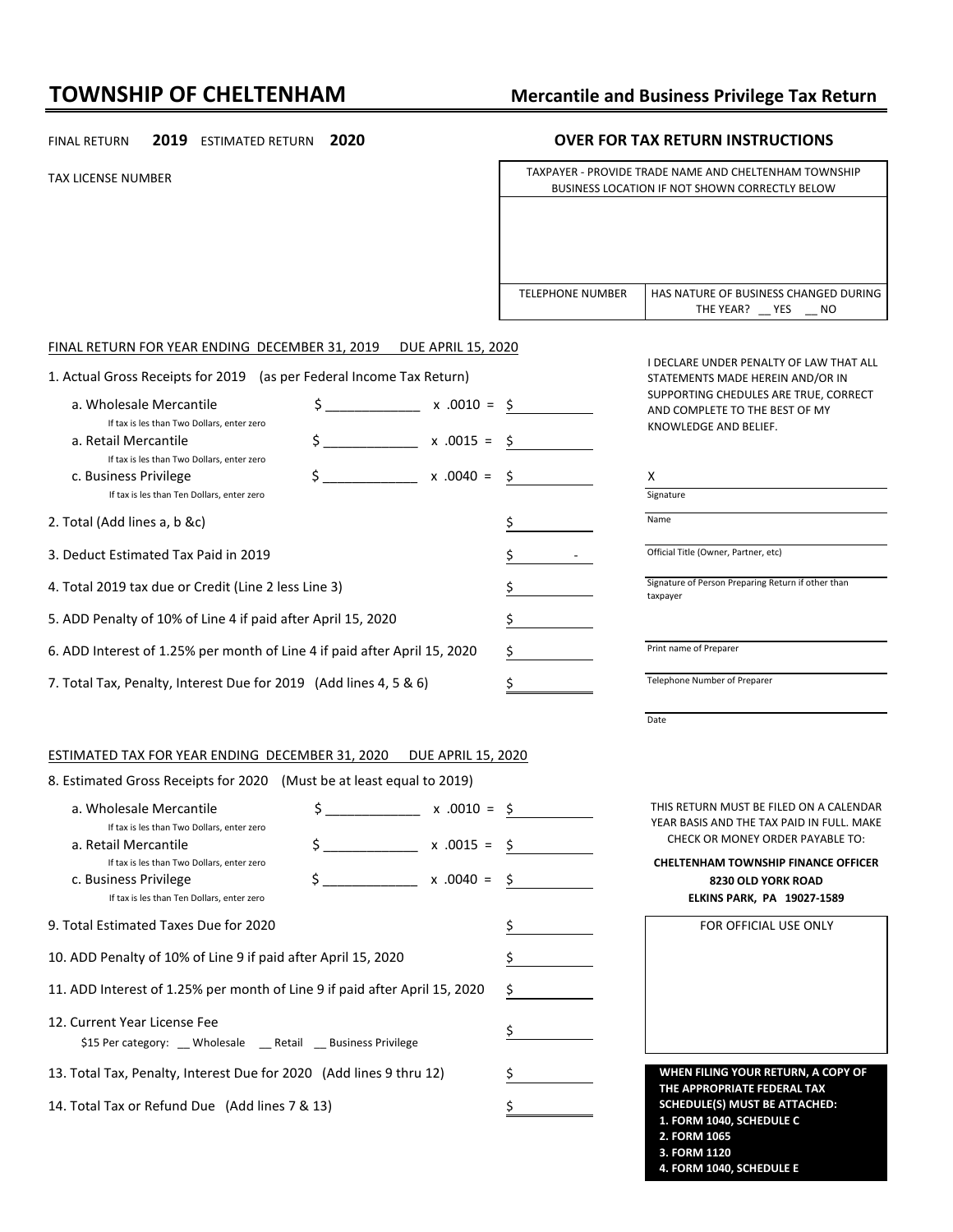# TOWNSHIP OF CHELTENHAM

## Mercantile and Business Privilege Tax Return

FINAL RETURN **2019** ESTIMATED RETURN **2020**

**OVER FOR TAX RETURN INSTRUCTIONS**

TAX LICENSE NUMBER

| TAXPAYER - PROVIDE TRADE NAME AND CHELTENHAM TOWNSHIP BUSINESS LOCATION IF NOT SHOWN CORRECTLY BELOW | |
|---|---|
| | |
| TELEPHONE NUMBER | HAS NATURE OF BUSINESS CHANGED DURING THE YEAR? __ YES __ NO |

FINAL RETURN FOR YEAR ENDING DECEMBER 31, 2019 DUE APRIL 15, 2020

1. Actual Gross Receipts for 2019 (as per Federal Income Tax Return)

| | | | |
|---|---|---|---|
| a. Wholesale Mercantile<br>If tax is les than Two Dollars, enter zero | $ ____________ | x .0010 = | $ |
| a. Retail Mercantile<br>If tax is les than Two Dollars, enter zero | $ ____________ | x .0015 = | $ |
| c. Business Privilege<br>If tax is les than Ten Dollars, enter zero | $ ____________ | x .0040 = | $ |

2. Total (Add lines a, b &c) $

3. Deduct Estimated Tax Paid in 2019 $ -

4. Total 2019 tax due or Credit (Line 2 less Line 3) $

5. ADD Penalty of 10% of Line 4 if paid after April 15, 2020 $

6. ADD Interest of 1.25% per month of Line 4 if paid after April 15, 2020 $

7. Total Tax, Penalty, Interest Due for 2019 (Add lines 4, 5 & 6) $

I DECLARE UNDER PENALTY OF LAW THAT ALL STATEMENTS MADE HEREIN AND/OR IN SUPPORTING CHEDULES ARE TRUE, CORRECT AND COMPLETE TO THE BEST OF MY KNOWLEDGE AND BELIEF.

X ____________________
Signature

Name

Official Title (Owner, Partner, etc)

Signature of Person Preparing Return if other than taxpayer

Print name of Preparer

Telephone Number of Preparer

Date

ESTIMATED TAX FOR YEAR ENDING DECEMBER 31, 2020 DUE APRIL 15, 2020

8. Estimated Gross Receipts for 2020 (Must be at least equal to 2019)

| | | | |
|---|---|---|---|
| a. Wholesale Mercantile<br>If tax is les than Two Dollars, enter zero | $ ____________ | x .0010 = | $ |
| a. Retail Mercantile<br>If tax is les than Two Dollars, enter zero | $ ____________ | x .0015 = | $ |
| c. Business Privilege<br>If tax is les than Ten Dollars, enter zero | $ ____________ | x .0040 = | $ |

9. Total Estimated Taxes Due for 2020 $

10. ADD Penalty of 10% of Line 9 if paid after April 15, 2020 $

11. ADD Interest of 1.25% per month of Line 9 if paid after April 15, 2020 $

12. Current Year License Fee $
$15 Per category: __ Wholesale __ Retail __ Business Privilege

13. Total Tax, Penalty, Interest Due for 2020 (Add lines 9 thru 12) $

14. Total Tax or Refund Due (Add lines 7 & 13) $

THIS RETURN MUST BE FILED ON A CALENDAR YEAR BASIS AND THE TAX PAID IN FULL. MAKE CHECK OR MONEY ORDER PAYABLE TO:

**CHELTENHAM TOWNSHIP FINANCE OFFICER**
**8230 OLD YORK ROAD**
**ELKINS PARK, PA 19027-1589**

FOR OFFICIAL USE ONLY

**WHEN FILING YOUR RETURN, A COPY OF THE APPROPRIATE FEDERAL TAX SCHEDULE(S) MUST BE ATTACHED:**
**1. FORM 1040, SCHEDULE C**
**2. FORM 1065**
**3. FORM 1120**
**4. FORM 1040, SCHEDULE E**